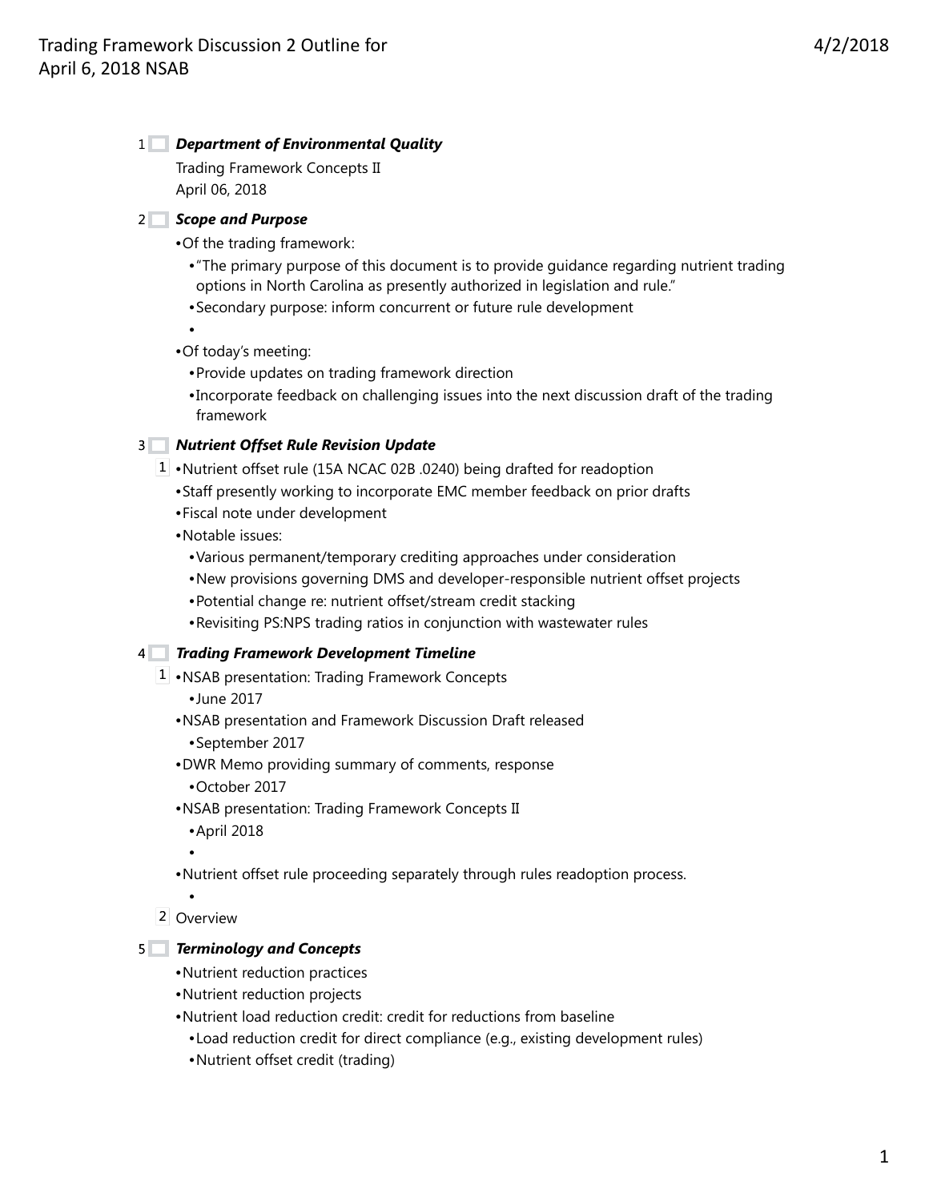# Trading Framework Discussion 2 Outline for April 6, 2018 NSAB

4/2/2018

## 1 *Department of Environmental Quality*

Trading Framework Concepts II
April 06, 2018

## 2 *Scope and Purpose*

- Of the trading framework:
  - "The primary purpose of this document is to provide guidance regarding nutrient trading options in North Carolina as presently authorized in legislation and rule."
  - Secondary purpose: inform concurrent or future rule development
  - 
- Of today's meeting:
  - Provide updates on trading framework direction
  - Incorporate feedback on challenging issues into the next discussion draft of the trading framework

## 3 *Nutrient Offset Rule Revision Update*

1
- Nutrient offset rule (15A NCAC 02B .0240) being drafted for readoption
- Staff presently working to incorporate EMC member feedback on prior drafts
- Fiscal note under development
- Notable issues:
  - Various permanent/temporary crediting approaches under consideration
  - New provisions governing DMS and developer-responsible nutrient offset projects
  - Potential change re: nutrient offset/stream credit stacking
  - Revisiting PS:NPS trading ratios in conjunction with wastewater rules

## 4 *Trading Framework Development Timeline*

1
- NSAB presentation: Trading Framework Concepts
  - June 2017
- NSAB presentation and Framework Discussion Draft released
  - September 2017
- DWR Memo providing summary of comments, response
  - October 2017
- NSAB presentation: Trading Framework Concepts II
  - April 2018
  - 
- Nutrient offset rule proceeding separately through rules readoption process.
  - 

2 Overview

## 5 *Terminology and Concepts*

- Nutrient reduction practices
- Nutrient reduction projects
- Nutrient load reduction credit: credit for reductions from baseline
  - Load reduction credit for direct compliance (e.g., existing development rules)
  - Nutrient offset credit (trading)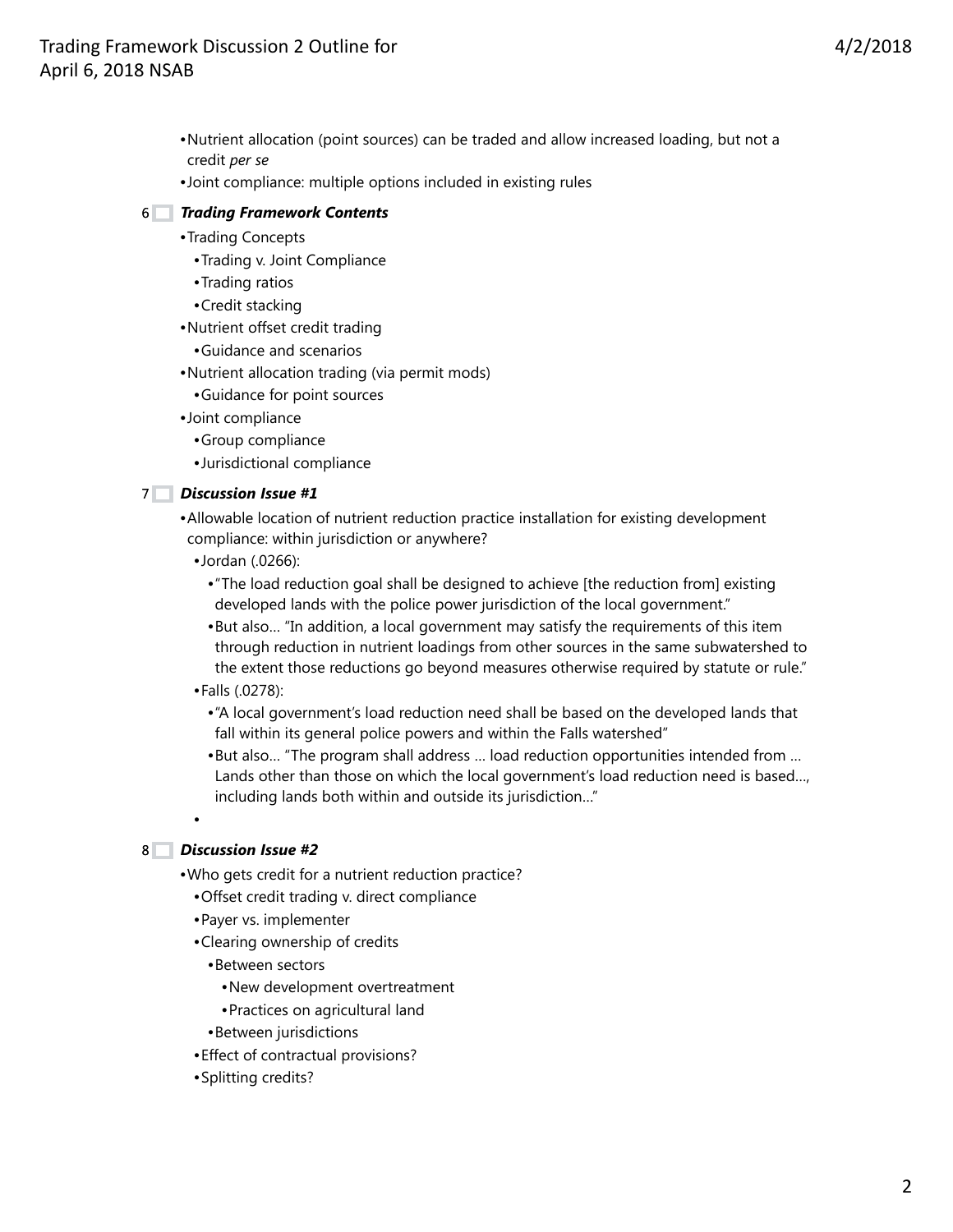- Nutrient allocation (point sources) can be traded and allow increased loading, but not a credit *per se*
- Joint compliance: multiple options included in existing rules

6 ***Trading Framework Contents***

- Trading Concepts
  - Trading v. Joint Compliance
  - Trading ratios
  - Credit stacking
- Nutrient offset credit trading
  - Guidance and scenarios
- Nutrient allocation trading (via permit mods)
  - Guidance for point sources
- Joint compliance
  - Group compliance
  - Jurisdictional compliance

7 ***Discussion Issue #1***

- Allowable location of nutrient reduction practice installation for existing development compliance: within jurisdiction or anywhere?
  - Jordan (.0266):
    - "The load reduction goal shall be designed to achieve [the reduction from] existing developed lands with the police power jurisdiction of the local government."
    - But also… "In addition, a local government may satisfy the requirements of this item through reduction in nutrient loadings from other sources in the same subwatershed to the extent those reductions go beyond measures otherwise required by statute or rule."
  - Falls (.0278):
    - "A local government's load reduction need shall be based on the developed lands that fall within its general police powers and within the Falls watershed"
    - But also… "The program shall address … load reduction opportunities intended from … Lands other than those on which the local government's load reduction need is based…, including lands both within and outside its jurisdiction…"
  -

8 ***Discussion Issue #2***

- Who gets credit for a nutrient reduction practice?
  - Offset credit trading v. direct compliance
  - Payer vs. implementer
  - Clearing ownership of credits
    - Between sectors
      - New development overtreatment
      - Practices on agricultural land
    - Between jurisdictions
  - Effect of contractual provisions?
  - Splitting credits?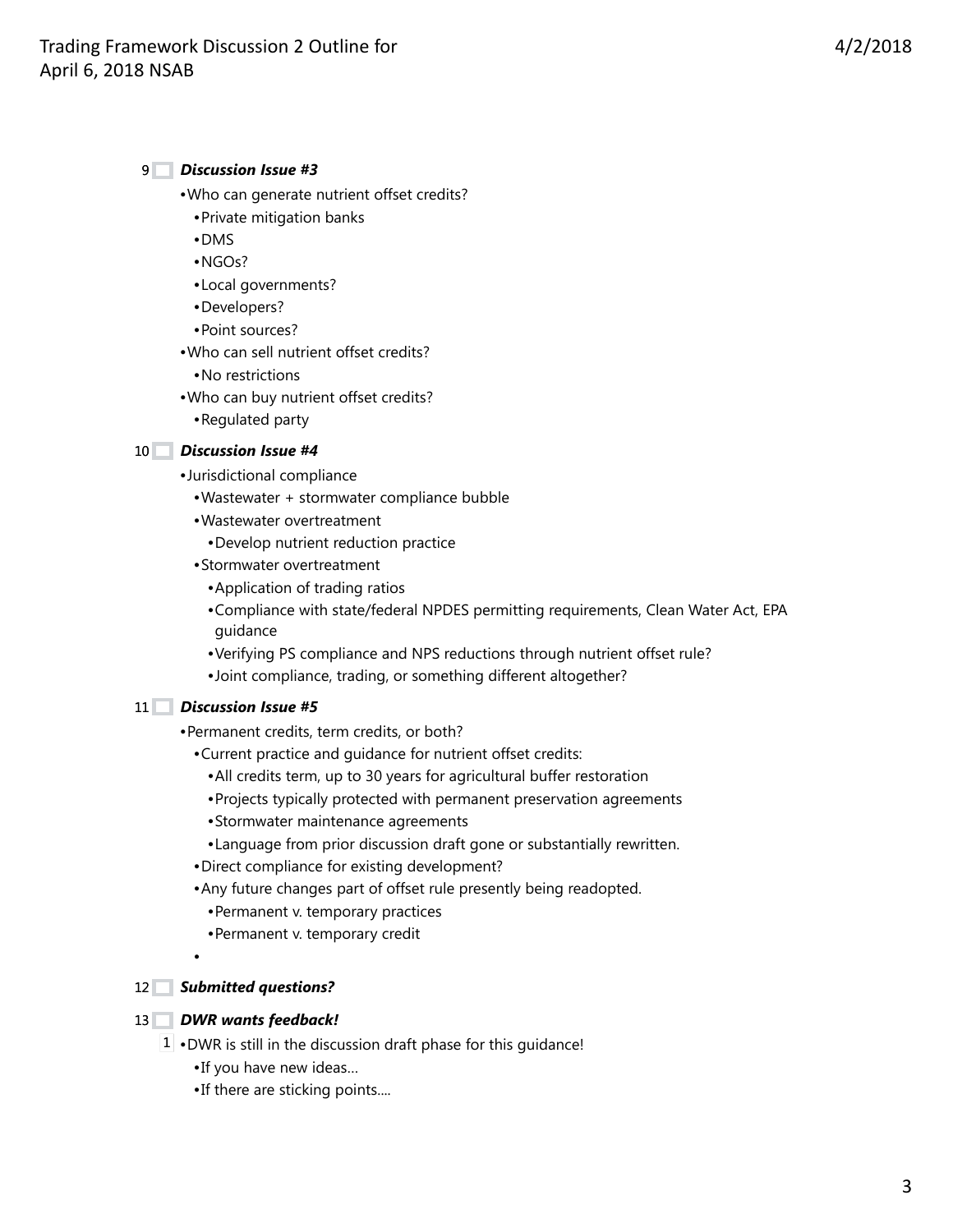9 ***Discussion Issue #3***

- Who can generate nutrient offset credits?
  - Private mitigation banks
  - DMS
  - NGOs?
  - Local governments?
  - Developers?
  - Point sources?
- Who can sell nutrient offset credits?
  - No restrictions
- Who can buy nutrient offset credits?
  - Regulated party

10 ***Discussion Issue #4***

- Jurisdictional compliance
  - Wastewater + stormwater compliance bubble
  - Wastewater overtreatment
    - Develop nutrient reduction practice
  - Stormwater overtreatment
    - Application of trading ratios
    - Compliance with state/federal NPDES permitting requirements, Clean Water Act, EPA guidance
    - Verifying PS compliance and NPS reductions through nutrient offset rule?
    - Joint compliance, trading, or something different altogether?

11 ***Discussion Issue #5***

- Permanent credits, term credits, or both?
  - Current practice and guidance for nutrient offset credits:
    - All credits term, up to 30 years for agricultural buffer restoration
    - Projects typically protected with permanent preservation agreements
    - Stormwater maintenance agreements
    - Language from prior discussion draft gone or substantially rewritten.
  - Direct compliance for existing development?
  - Any future changes part of offset rule presently being readopted.
    - Permanent v. temporary practices
    - Permanent v. temporary credit
  - 

12 ***Submitted questions?***

13 ***DWR wants feedback!***

1 • DWR is still in the discussion draft phase for this guidance!
  - If you have new ideas…
  - If there are sticking points….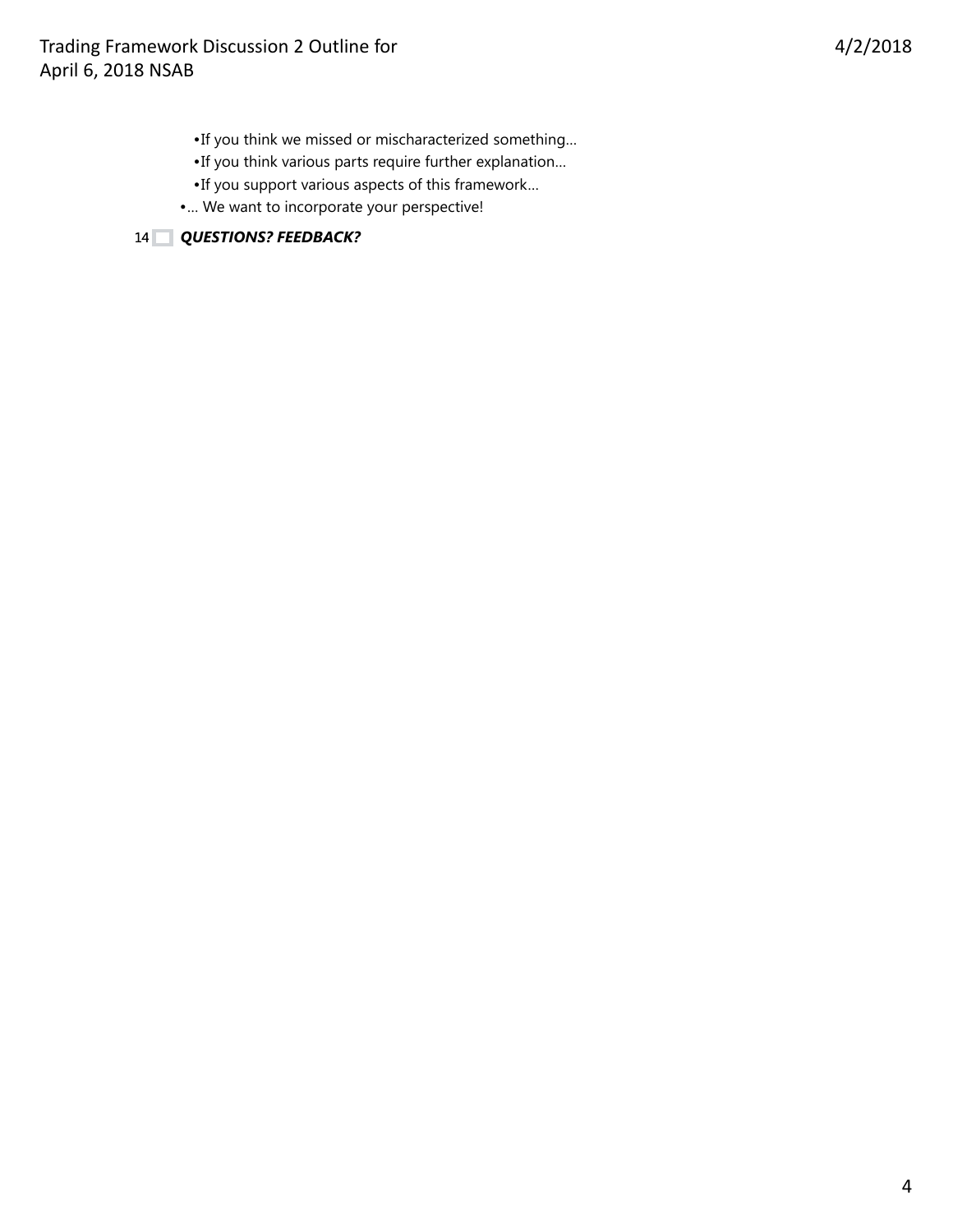- If you think we missed or mischaracterized something…
- If you think various parts require further explanation…
- If you support various aspects of this framework…
- … We want to incorporate your perspective!

14 ***QUESTIONS? FEEDBACK?***